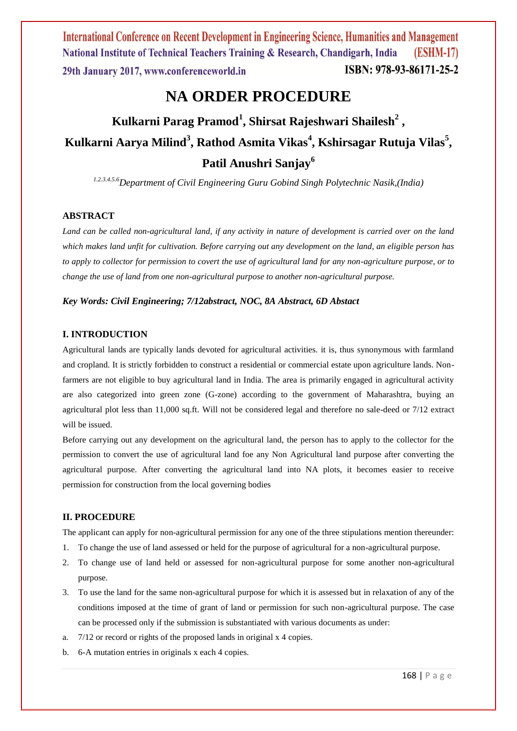# NA ORDER PROCEDURE

**Kulkarni Parag Pramod[1], Shirsat Rajeshwari Shailesh[2], Kulkarni Aarya Milind[3], Rathod Asmita Vikas[4], Kshirsagar Rutuja Vilas[5], Patil Anushri Sanjay[6]**

*[1.2.3.4.5.6]Department of Civil Engineering Guru Gobind Singh Polytechnic Nasik,(India)*

## ABSTRACT

*Land can be called non-agricultural land, if any activity in nature of development is carried over on the land which makes land unfit for cultivation. Before carrying out any development on the land, an eligible person has to apply to collector for permission to covert the use of agricultural land for any non-agriculture purpose, or to change the use of land from one non-agricultural purpose to another non-agricultural purpose.*

***Key Words: Civil Engineering; 7/12abstract, NOC, 8A Abstract, 6D Abstact***

## I. INTRODUCTION

Agricultural lands are typically lands devoted for agricultural activities. it is, thus synonymous with farmland and cropland. It is strictly forbidden to construct a residential or commercial estate upon agriculture lands. Non-farmers are not eligible to buy agricultural land in India. The area is primarily engaged in agricultural activity are also categorized into green zone (G-zone) according to the government of Maharashtra, buying an agricultural plot less than 11,000 sq.ft. Will not be considered legal and therefore no sale-deed or 7/12 extract will be issued.

Before carrying out any development on the agricultural land, the person has to apply to the collector for the permission to convert the use of agricultural land foe any Non Agricultural land purpose after converting the agricultural purpose. After converting the agricultural land into NA plots, it becomes easier to receive permission for construction from the local governing bodies

## II. PROCEDURE

The applicant can apply for non-agricultural permission for any one of the three stipulations mention thereunder:

1. To change the use of land assessed or held for the purpose of agricultural for a non-agricultural purpose.
2. To change use of land held or assessed for non-agricultural purpose for some another non-agricultural purpose.
3. To use the land for the same non-agricultural purpose for which it is assessed but in relaxation of any of the conditions imposed at the time of grant of land or permission for such non-agricultural purpose. The case can be processed only if the submission is substantiated with various documents as under:

a. 7/12 or record or rights of the proposed lands in original x 4 copies.

b. 6-A mutation entries in originals x each 4 copies.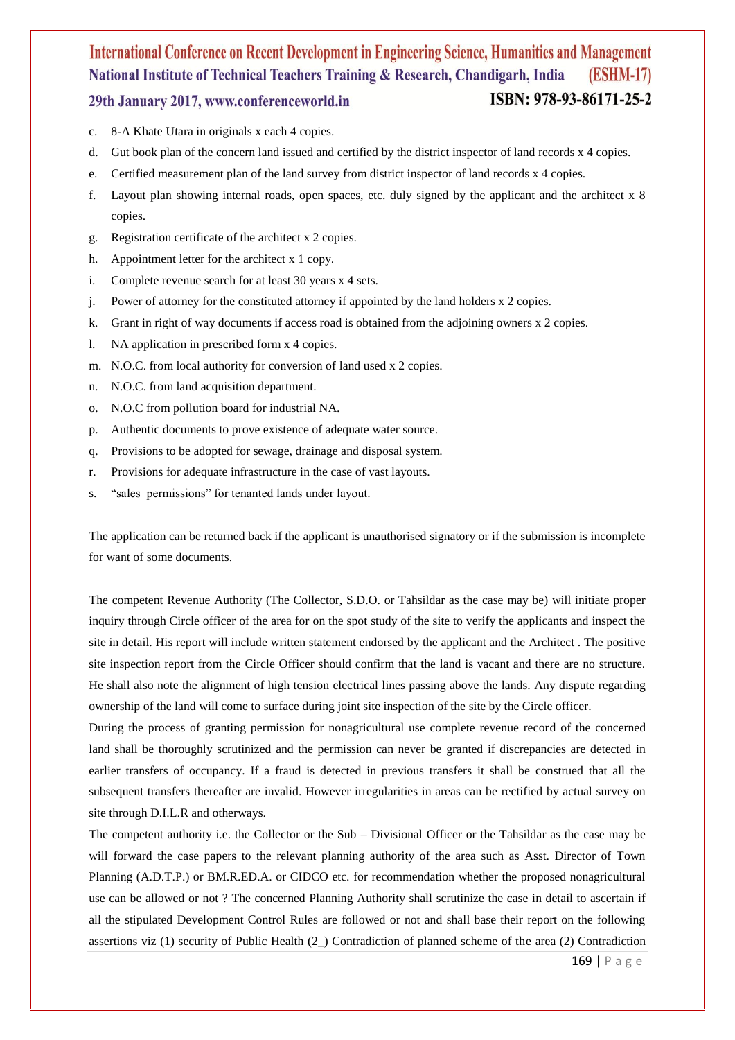c. 8-A Khate Utara in originals x each 4 copies.
d. Gut book plan of the concern land issued and certified by the district inspector of land records x 4 copies.
e. Certified measurement plan of the land survey from district inspector of land records x 4 copies.
f. Layout plan showing internal roads, open spaces, etc. duly signed by the applicant and the architect x 8 copies.
g. Registration certificate of the architect x 2 copies.
h. Appointment letter for the architect x 1 copy.
i. Complete revenue search for at least 30 years x 4 sets.
j. Power of attorney for the constituted attorney if appointed by the land holders x 2 copies.
k. Grant in right of way documents if access road is obtained from the adjoining owners x 2 copies.
l. NA application in prescribed form x 4 copies.
m. N.O.C. from local authority for conversion of land used x 2 copies.
n. N.O.C. from land acquisition department.
o. N.O.C from pollution board for industrial NA.
p. Authentic documents to prove existence of adequate water source.
q. Provisions to be adopted for sewage, drainage and disposal system.
r. Provisions for adequate infrastructure in the case of vast layouts.
s. "sales permissions" for tenanted lands under layout.

The application can be returned back if the applicant is unauthorised signatory or if the submission is incomplete for want of some documents.

The competent Revenue Authority (The Collector, S.D.O. or Tahsildar as the case may be) will initiate proper inquiry through Circle officer of the area for on the spot study of the site to verify the applicants and inspect the site in detail. His report will include written statement endorsed by the applicant and the Architect . The positive site inspection report from the Circle Officer should confirm that the land is vacant and there are no structure. He shall also note the alignment of high tension electrical lines passing above the lands. Any dispute regarding ownership of the land will come to surface during joint site inspection of the site by the Circle officer.

During the process of granting permission for nonagricultural use complete revenue record of the concerned land shall be thoroughly scrutinized and the permission can never be granted if discrepancies are detected in earlier transfers of occupancy. If a fraud is detected in previous transfers it shall be construed that all the subsequent transfers thereafter are invalid. However irregularities in areas can be rectified by actual survey on site through D.I.L.R and otherways.

The competent authority i.e. the Collector or the Sub – Divisional Officer or the Tahsildar as the case may be will forward the case papers to the relevant planning authority of the area such as Asst. Director of Town Planning (A.D.T.P.) or BM.R.ED.A. or CIDCO etc. for recommendation whether the proposed nonagricultural use can be allowed or not ? The concerned Planning Authority shall scrutinize the case in detail to ascertain if all the stipulated Development Control Rules are followed or not and shall base their report on the following assertions viz (1) security of Public Health (2_) Contradiction of planned scheme of the area (2) Contradiction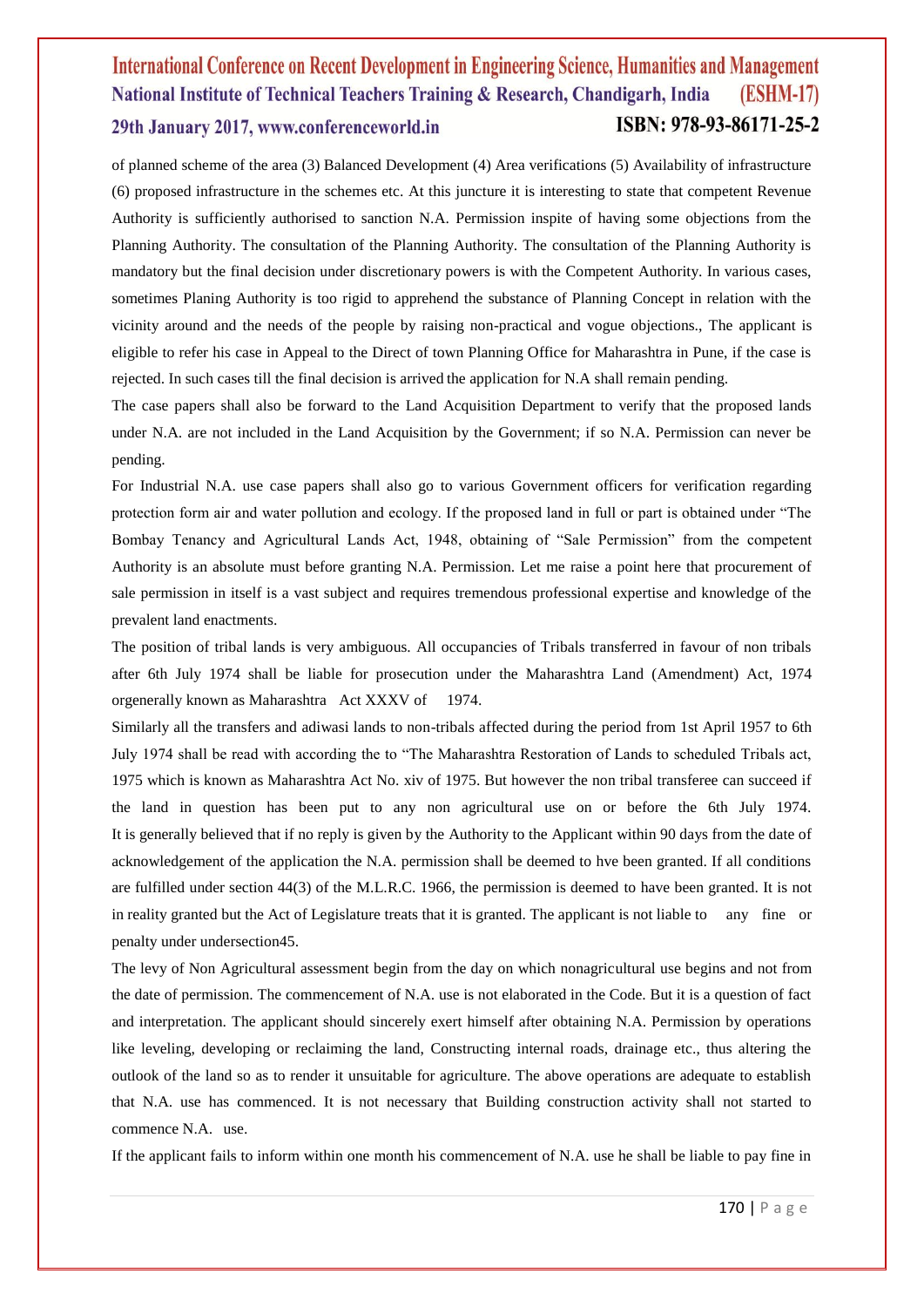of planned scheme of the area (3) Balanced Development (4) Area verifications (5) Availability of infrastructure (6) proposed infrastructure in the schemes etc. At this juncture it is interesting to state that competent Revenue Authority is sufficiently authorised to sanction N.A. Permission inspite of having some objections from the Planning Authority. The consultation of the Planning Authority. The consultation of the Planning Authority is mandatory but the final decision under discretionary powers is with the Competent Authority. In various cases, sometimes Planing Authority is too rigid to apprehend the substance of Planning Concept in relation with the vicinity around and the needs of the people by raising non-practical and vogue objections., The applicant is eligible to refer his case in Appeal to the Direct of town Planning Office for Maharashtra in Pune, if the case is rejected. In such cases till the final decision is arrived the application for N.A shall remain pending.

The case papers shall also be forward to the Land Acquisition Department to verify that the proposed lands under N.A. are not included in the Land Acquisition by the Government; if so N.A. Permission can never be pending.

For Industrial N.A. use case papers shall also go to various Government officers for verification regarding protection form air and water pollution and ecology. If the proposed land in full or part is obtained under "The Bombay Tenancy and Agricultural Lands Act, 1948, obtaining of "Sale Permission" from the competent Authority is an absolute must before granting N.A. Permission. Let me raise a point here that procurement of sale permission in itself is a vast subject and requires tremendous professional expertise and knowledge of the prevalent land enactments.

The position of tribal lands is very ambiguous. All occupancies of Tribals transferred in favour of non tribals after 6th July 1974 shall be liable for prosecution under the Maharashtra Land (Amendment) Act, 1974 orgenerally known as Maharashtra Act XXXV of 1974.

Similarly all the transfers and adiwasi lands to non-tribals affected during the period from 1st April 1957 to 6th July 1974 shall be read with according the to "The Maharashtra Restoration of Lands to scheduled Tribals act, 1975 which is known as Maharashtra Act No. xiv of 1975. But however the non tribal transferee can succeed if the land in question has been put to any non agricultural use on or before the 6th July 1974. It is generally believed that if no reply is given by the Authority to the Applicant within 90 days from the date of acknowledgement of the application the N.A. permission shall be deemed to hve been granted. If all conditions are fulfilled under section 44(3) of the M.L.R.C. 1966, the permission is deemed to have been granted. It is not in reality granted but the Act of Legislature treats that it is granted. The applicant is not liable to any fine or penalty under undersection45.

The levy of Non Agricultural assessment begin from the day on which nonagricultural use begins and not from the date of permission. The commencement of N.A. use is not elaborated in the Code. But it is a question of fact and interpretation. The applicant should sincerely exert himself after obtaining N.A. Permission by operations like leveling, developing or reclaiming the land, Constructing internal roads, drainage etc., thus altering the outlook of the land so as to render it unsuitable for agriculture. The above operations are adequate to establish that N.A. use has commenced. It is not necessary that Building construction activity shall not started to commence N.A. use.

If the applicant fails to inform within one month his commencement of N.A. use he shall be liable to pay fine in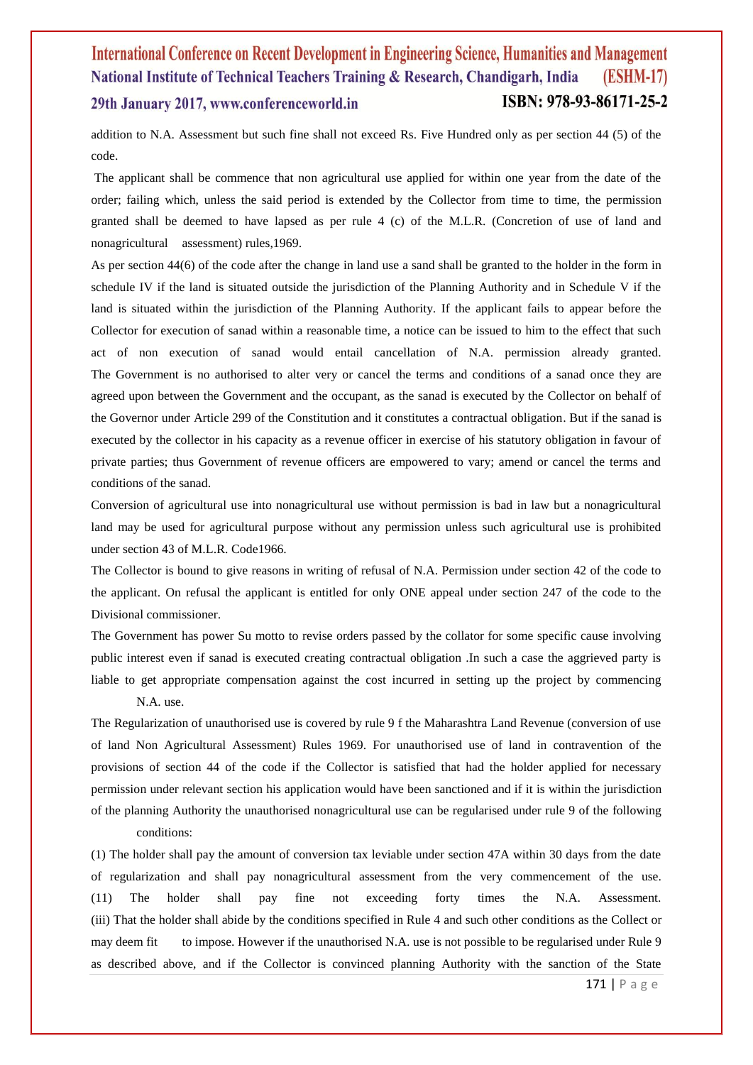addition to N.A. Assessment but such fine shall not exceed Rs. Five Hundred only as per section 44 (5) of the code.

The applicant shall be commence that non agricultural use applied for within one year from the date of the order; failing which, unless the said period is extended by the Collector from time to time, the permission granted shall be deemed to have lapsed as per rule 4 (c) of the M.L.R. (Concretion of use of land and nonagricultural assessment) rules,1969.

As per section 44(6) of the code after the change in land use a sand shall be granted to the holder in the form in schedule IV if the land is situated outside the jurisdiction of the Planning Authority and in Schedule V if the land is situated within the jurisdiction of the Planning Authority. If the applicant fails to appear before the Collector for execution of sanad within a reasonable time, a notice can be issued to him to the effect that such act of non execution of sanad would entail cancellation of N.A. permission already granted. The Government is no authorised to alter very or cancel the terms and conditions of a sanad once they are agreed upon between the Government and the occupant, as the sanad is executed by the Collector on behalf of the Governor under Article 299 of the Constitution and it constitutes a contractual obligation. But if the sanad is executed by the collector in his capacity as a revenue officer in exercise of his statutory obligation in favour of private parties; thus Government of revenue officers are empowered to vary; amend or cancel the terms and conditions of the sanad.

Conversion of agricultural use into nonagricultural use without permission is bad in law but a nonagricultural land may be used for agricultural purpose without any permission unless such agricultural use is prohibited under section 43 of M.L.R. Code1966.

The Collector is bound to give reasons in writing of refusal of N.A. Permission under section 42 of the code to the applicant. On refusal the applicant is entitled for only ONE appeal under section 247 of the code to the Divisional commissioner.

The Government has power Su motto to revise orders passed by the collator for some specific cause involving public interest even if sanad is executed creating contractual obligation .In such a case the aggrieved party is liable to get appropriate compensation against the cost incurred in setting up the project by commencing N.A. use.

The Regularization of unauthorised use is covered by rule 9 f the Maharashtra Land Revenue (conversion of use of land Non Agricultural Assessment) Rules 1969. For unauthorised use of land in contravention of the provisions of section 44 of the code if the Collector is satisfied that had the holder applied for necessary permission under relevant section his application would have been sanctioned and if it is within the jurisdiction of the planning Authority the unauthorised nonagricultural use can be regularised under rule 9 of the following conditions:

(1) The holder shall pay the amount of conversion tax leviable under section 47A within 30 days from the date of regularization and shall pay nonagricultural assessment from the very commencement of the use.
(11) The holder shall pay fine not exceeding forty times the N.A. Assessment.
(iii) That the holder shall abide by the conditions specified in Rule 4 and such other conditions as the Collect or may deem fit to impose. However if the unauthorised N.A. use is not possible to be regularised under Rule 9 as described above, and if the Collector is convinced planning Authority with the sanction of the State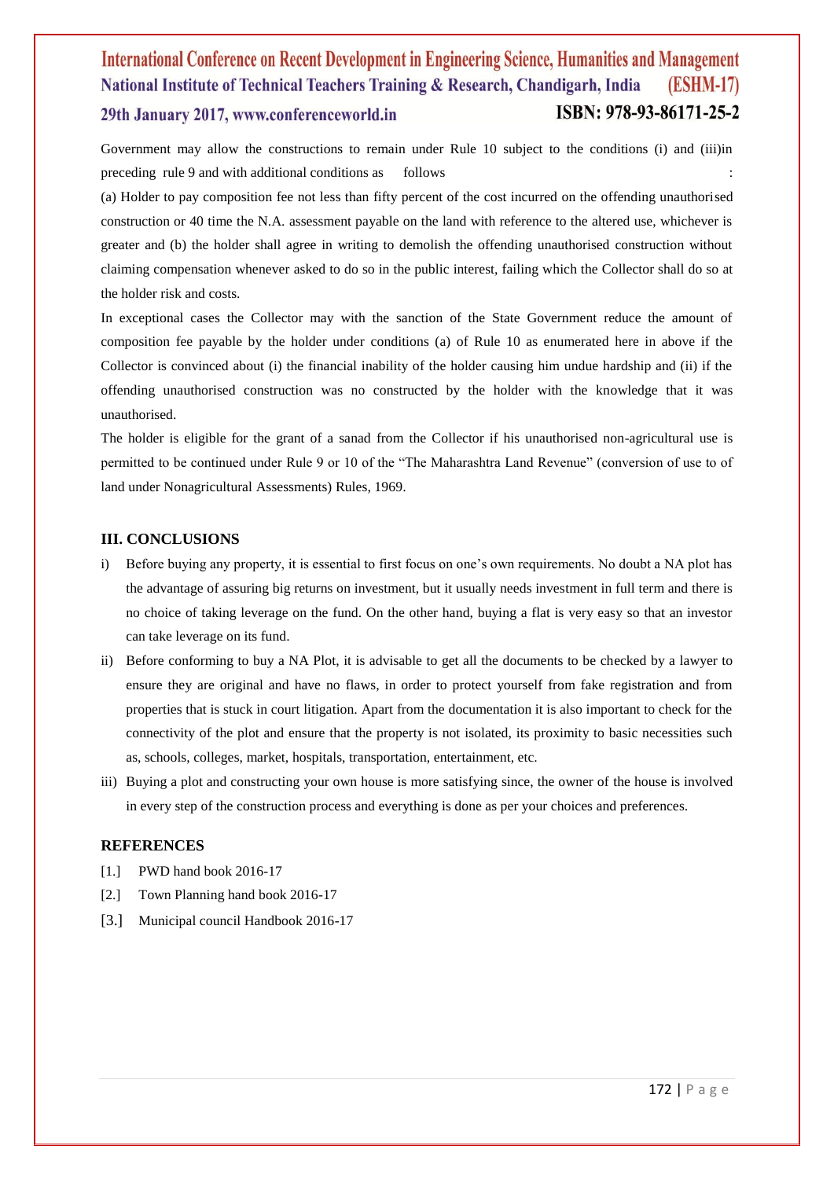Government may allow the constructions to remain under Rule 10 subject to the conditions (i) and (iii)in preceding rule 9 and with additional conditions as follows :

(a) Holder to pay composition fee not less than fifty percent of the cost incurred on the offending unauthorised construction or 40 time the N.A. assessment payable on the land with reference to the altered use, whichever is greater and (b) the holder shall agree in writing to demolish the offending unauthorised construction without claiming compensation whenever asked to do so in the public interest, failing which the Collector shall do so at the holder risk and costs.

In exceptional cases the Collector may with the sanction of the State Government reduce the amount of composition fee payable by the holder under conditions (a) of Rule 10 as enumerated here in above if the Collector is convinced about (i) the financial inability of the holder causing him undue hardship and (ii) if the offending unauthorised construction was no constructed by the holder with the knowledge that it was unauthorised.

The holder is eligible for the grant of a sanad from the Collector if his unauthorised non-agricultural use is permitted to be continued under Rule 9 or 10 of the "The Maharashtra Land Revenue" (conversion of use to of land under Nonagricultural Assessments) Rules, 1969.

## III. CONCLUSIONS

i) Before buying any property, it is essential to first focus on one's own requirements. No doubt a NA plot has the advantage of assuring big returns on investment, but it usually needs investment in full term and there is no choice of taking leverage on the fund. On the other hand, buying a flat is very easy so that an investor can take leverage on its fund.

ii) Before conforming to buy a NA Plot, it is advisable to get all the documents to be checked by a lawyer to ensure they are original and have no flaws, in order to protect yourself from fake registration and from properties that is stuck in court litigation. Apart from the documentation it is also important to check for the connectivity of the plot and ensure that the property is not isolated, its proximity to basic necessities such as, schools, colleges, market, hospitals, transportation, entertainment, etc.

iii) Buying a plot and constructing your own house is more satisfying since, the owner of the house is involved in every step of the construction process and everything is done as per your choices and preferences.

## REFERENCES

[1.] PWD hand book 2016-17

[2.] Town Planning hand book 2016-17

[3.] Municipal council Handbook 2016-17